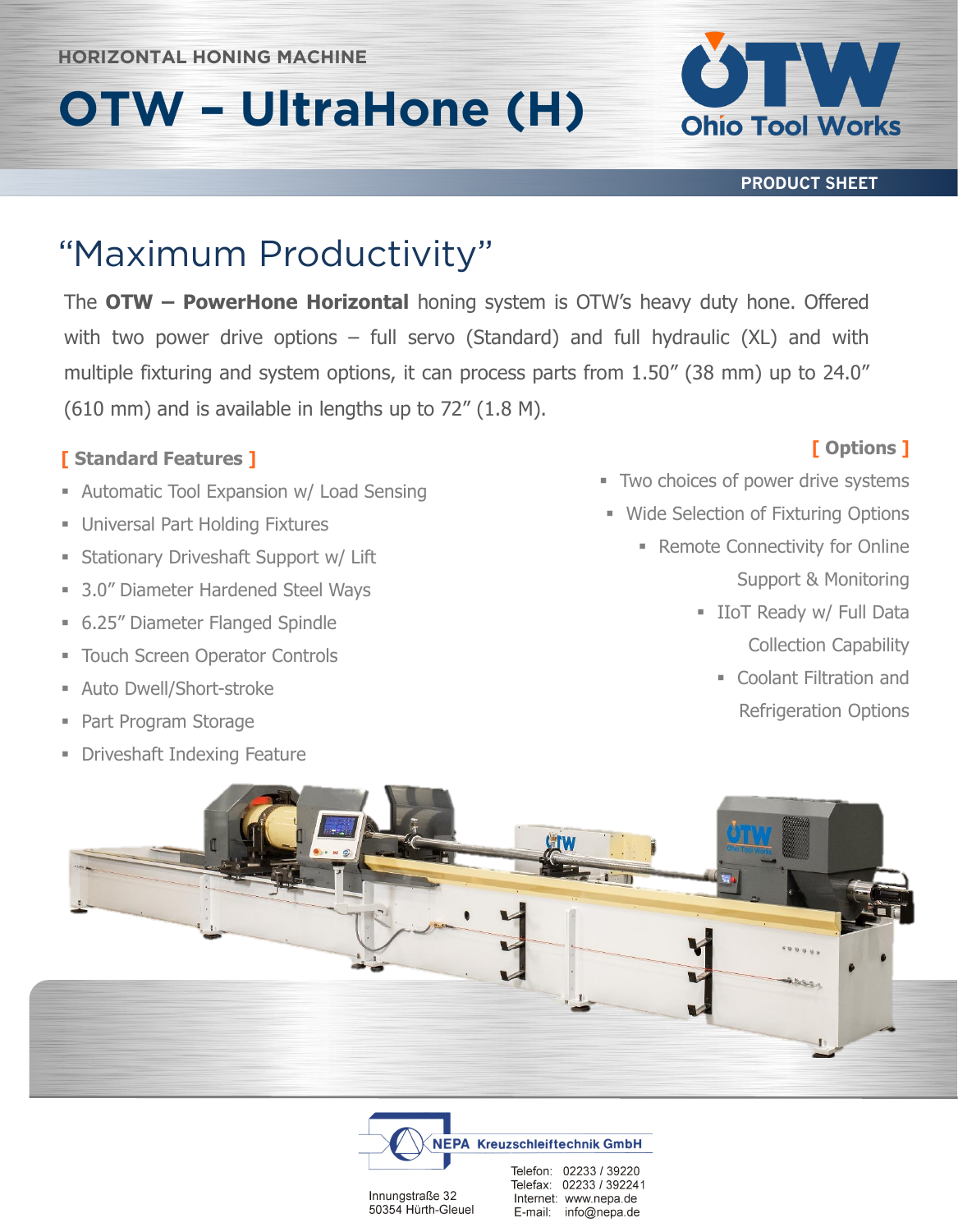HORIZONTAL HONING MACHINE

# OTW – UltraHone (H)

Ohio Tool Works

PRODUCT SHEET

## "Maximum Productivity"

The **OTW – PowerHone Horizontal** honing system is OTW's heavy duty hone. Offered with two power drive options – full servo (Standard) and full hydraulic (XL) and with multiple fixturing and system options, it can process parts from 1.50" (38 mm) up to 24.0" (610 mm) and is available in lengths up to 72" (1.8 M).

### [ Standard Features ]

- Automatic Tool Expansion w/ Load Sensing
- Universal Part Holding Fixtures
- Stationary Driveshaft Support w/ Lift
- 3.0" Diameter Hardened Steel Ways
- 6.25" Diameter Flanged Spindle
- Touch Screen Operator Controls
- Auto Dwell/Short-stroke
- Part Program Storage
- Driveshaft Indexing Feature

### [ Options ]

- Two choices of power drive systems
- Wide Selection of Fixturing Options
- Remote Connectivity for Online Support & Monitoring
- IIoT Ready w/ Full Data Collection Capability
- Coolant Filtration and Refrigeration Options

NEPA Kreuzschleiftechnik GmbH

Innungstraße 32
50354 Hürth-Gleuel

Telefon: 02233 / 39220
Telefax: 02233 / 392241
Internet: www.nepa.de
E-mail: info@nepa.de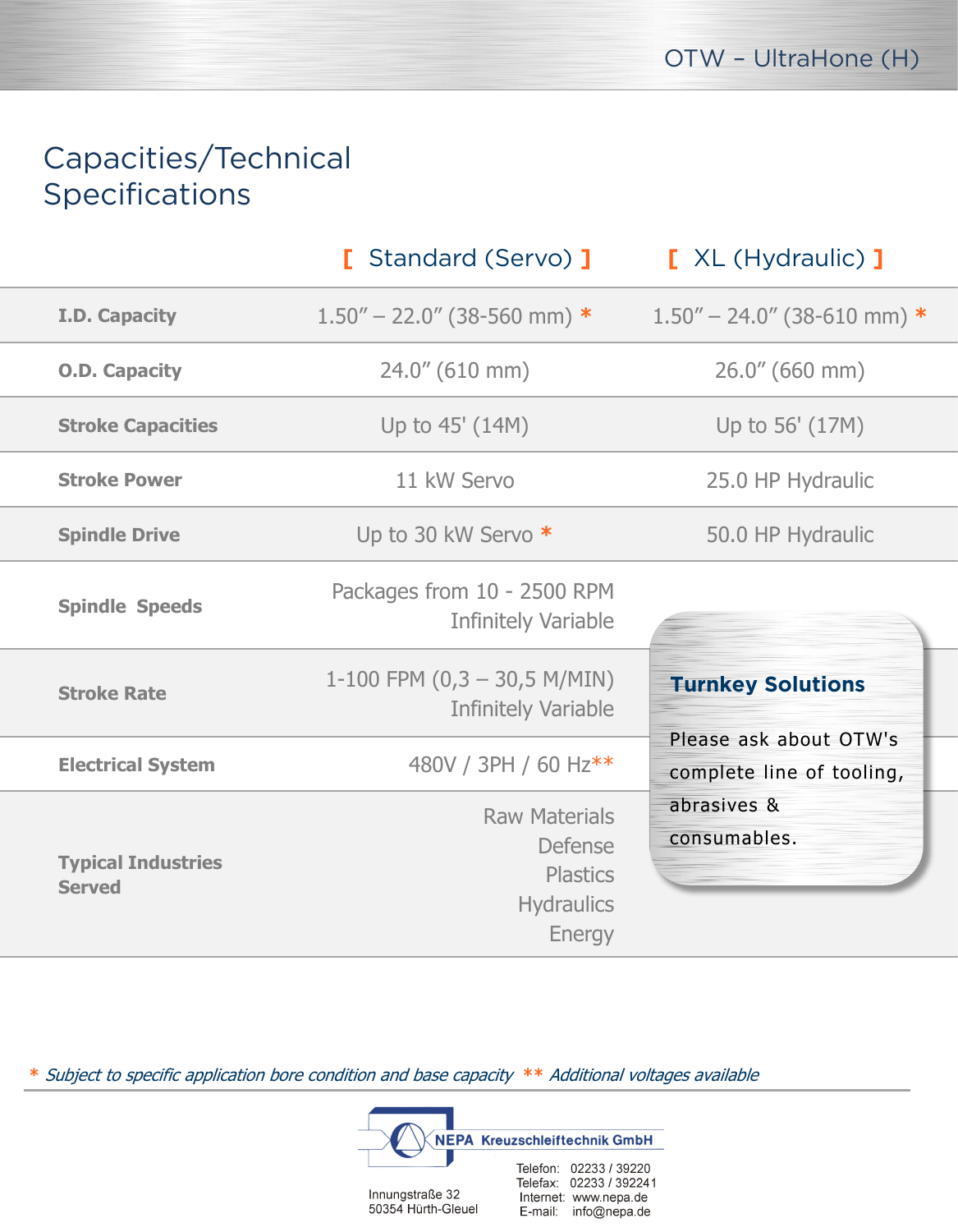# Capacities/Technical Specifications

| | [ Standard (Servo) ] | [ XL (Hydraulic) ] |
|---|---|---|
| **I.D. Capacity** | 1.50" – 22.0" (38-560 mm) * | 1.50" – 24.0" (38-610 mm) * |
| **O.D. Capacity** | 24.0" (610 mm) | 26.0" (660 mm) |
| **Stroke Capacities** | Up to 45' (14M) | Up to 56' (17M) |
| **Stroke Power** | 11 kW Servo | 25.0 HP Hydraulic |
| **Spindle Drive** | Up to 30 kW Servo * | 50.0 HP Hydraulic |
| **Spindle Speeds** | Packages from 10 - 2500 RPM Infinitely Variable | |
| **Stroke Rate** | 1-100 FPM (0,3 – 30,5 M/MIN) Infinitely Variable | |
| **Electrical System** | 480V / 3PH / 60 Hz** | |
| **Typical Industries Served** | Raw Materials<br>Defense<br>Plastics<br>Hydraulics<br>Energy | |

**Turnkey Solutions**

Please ask about OTW's complete line of tooling, abrasives & consumables.

*\* Subject to specific application bore condition and base capacity \*\* Additional voltages available*

NEPA Kreuzschleiftechnik GmbH

Innungstraße 32
50354 Hürth-Gleuel

Telefon: 02233 / 39220
Telefax: 02233 / 392241
Internet: www.nepa.de
E-mail: info@nepa.de